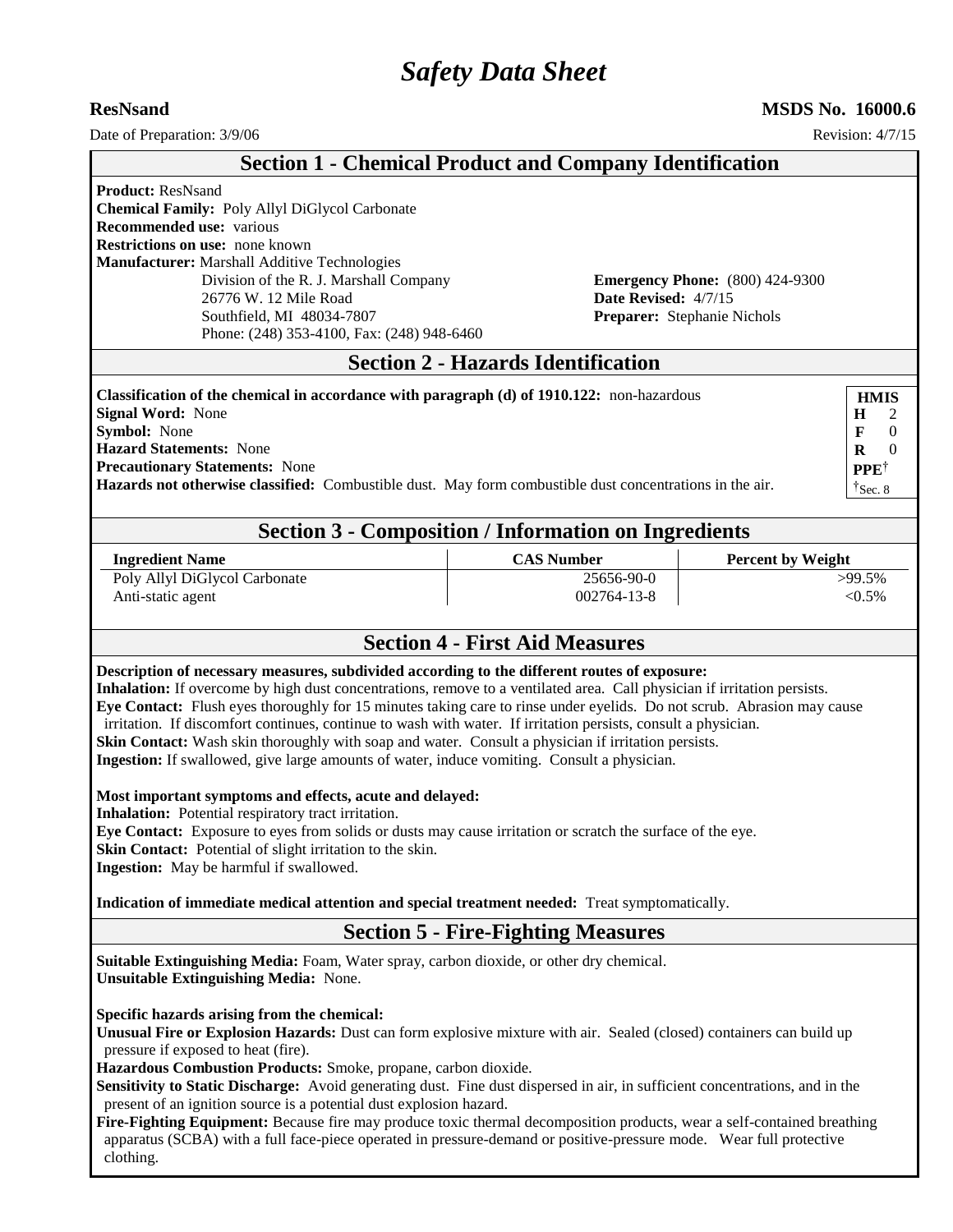# *Safety Data Sheet*

**ResNsand** **MSDS No. 16000.6**

Date of Preparation: 3/9/06 Revision: 4/7/15

## Section 1 - Chemical Product and Company Identification

**Product:** ResNsand
**Chemical Family:** Poly Allyl DiGlycol Carbonate
**Recommended use:** various
**Restrictions on use:** none known
**Manufacturer:** Marshall Additive Technologies
Division of the R. J. Marshall Company
26776 W. 12 Mile Road
Southfield, MI 48034-7807
Phone: (248) 353-4100, Fax: (248) 948-6460

**Emergency Phone:** (800) 424-9300
**Date Revised:** 4/7/15
**Preparer:** Stephanie Nichols

## Section 2 - Hazards Identification

**Classification of the chemical in accordance with paragraph (d) of 1910.122:** non-hazardous
**Signal Word:** None
**Symbol:** None
**Hazard Statements:** None
**Precautionary Statements:** None
**Hazards not otherwise classified:** Combustible dust. May form combustible dust concentrations in the air.

| HMIS | |
|---|---|
| H | 2 |
| F | 0 |
| R | 0 |
| PPE† | |

†Sec. 8

## Section 3 - Composition / Information on Ingredients

| Ingredient Name | CAS Number | Percent by Weight |
|---|---|---|
| Poly Allyl DiGlycol Carbonate | 25656-90-0 | >99.5% |
| Anti-static agent | 002764-13-8 | <0.5% |

## Section 4 - First Aid Measures

**Description of necessary measures, subdivided according to the different routes of exposure:**
**Inhalation:** If overcome by high dust concentrations, remove to a ventilated area. Call physician if irritation persists.
**Eye Contact:** Flush eyes thoroughly for 15 minutes taking care to rinse under eyelids. Do not scrub. Abrasion may cause irritation. If discomfort continues, continue to wash with water. If irritation persists, consult a physician.
**Skin Contact:** Wash skin thoroughly with soap and water. Consult a physician if irritation persists.
**Ingestion:** If swallowed, give large amounts of water, induce vomiting. Consult a physician.

**Most important symptoms and effects, acute and delayed:**
**Inhalation:** Potential respiratory tract irritation.
**Eye Contact:** Exposure to eyes from solids or dusts may cause irritation or scratch the surface of the eye.
**Skin Contact:** Potential of slight irritation to the skin.
**Ingestion:** May be harmful if swallowed.

**Indication of immediate medical attention and special treatment needed:** Treat symptomatically.

## Section 5 - Fire-Fighting Measures

**Suitable Extinguishing Media:** Foam, Water spray, carbon dioxide, or other dry chemical.
**Unsuitable Extinguishing Media:** None.

**Specific hazards arising from the chemical:**
**Unusual Fire or Explosion Hazards:** Dust can form explosive mixture with air. Sealed (closed) containers can build up pressure if exposed to heat (fire).
**Hazardous Combustion Products:** Smoke, propane, carbon dioxide.
**Sensitivity to Static Discharge:** Avoid generating dust. Fine dust dispersed in air, in sufficient concentrations, and in the present of an ignition source is a potential dust explosion hazard.
**Fire-Fighting Equipment:** Because fire may produce toxic thermal decomposition products, wear a self-contained breathing apparatus (SCBA) with a full face-piece operated in pressure-demand or positive-pressure mode. Wear full protective clothing.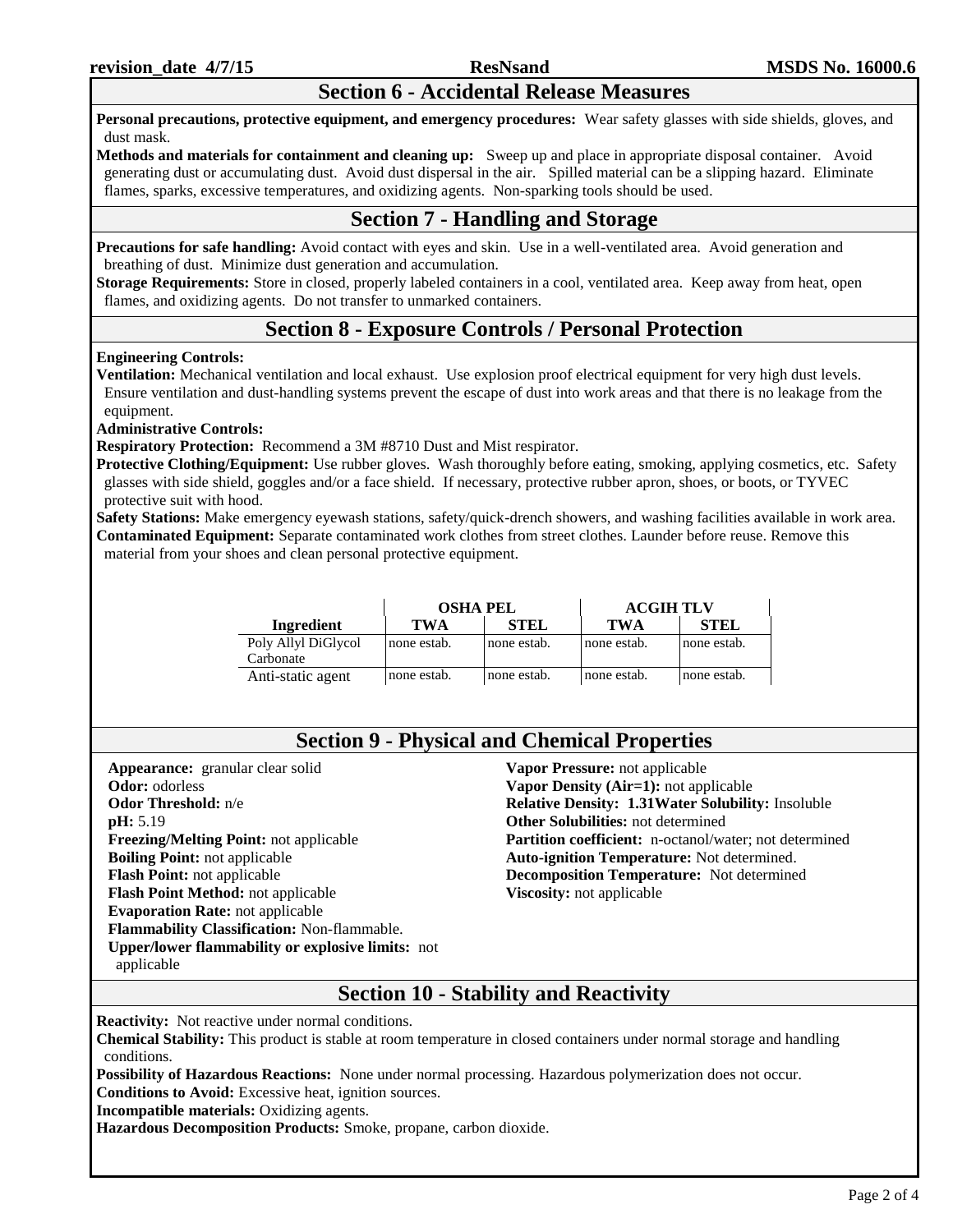## Section 6 - Accidental Release Measures

**Personal precautions, protective equipment, and emergency procedures:** Wear safety glasses with side shields, gloves, and dust mask.

**Methods and materials for containment and cleaning up:** Sweep up and place in appropriate disposal container. Avoid generating dust or accumulating dust. Avoid dust dispersal in the air. Spilled material can be a slipping hazard. Eliminate flames, sparks, excessive temperatures, and oxidizing agents. Non-sparking tools should be used.

## Section 7 - Handling and Storage

**Precautions for safe handling:** Avoid contact with eyes and skin. Use in a well-ventilated area. Avoid generation and breathing of dust. Minimize dust generation and accumulation.

**Storage Requirements:** Store in closed, properly labeled containers in a cool, ventilated area. Keep away from heat, open flames, and oxidizing agents. Do not transfer to unmarked containers.

## Section 8 - Exposure Controls / Personal Protection

**Engineering Controls:**

**Ventilation:** Mechanical ventilation and local exhaust. Use explosion proof electrical equipment for very high dust levels. Ensure ventilation and dust-handling systems prevent the escape of dust into work areas and that there is no leakage from the equipment.

**Administrative Controls:**

**Respiratory Protection:** Recommend a 3M #8710 Dust and Mist respirator.

**Protective Clothing/Equipment:** Use rubber gloves. Wash thoroughly before eating, smoking, applying cosmetics, etc. Safety glasses with side shield, goggles and/or a face shield. If necessary, protective rubber apron, shoes, or boots, or TYVEC protective suit with hood.

**Safety Stations:** Make emergency eyewash stations, safety/quick-drench showers, and washing facilities available in work area.

**Contaminated Equipment:** Separate contaminated work clothes from street clothes. Launder before reuse. Remove this material from your shoes and clean personal protective equipment.

| | OSHA PEL | | ACGIH TLV | |
|---|---|---|---|---|
| **Ingredient** | **TWA** | **STEL** | **TWA** | **STEL** |
| Poly Allyl DiGlycol Carbonate | none estab. | none estab. | none estab. | none estab. |
| Anti-static agent | none estab. | none estab. | none estab. | none estab. |

## Section 9 - Physical and Chemical Properties

**Appearance:** granular clear solid
**Odor:** odorless
**Odor Threshold:** n/e
**pH:** 5.19
**Freezing/Melting Point:** not applicable
**Boiling Point:** not applicable
**Flash Point:** not applicable
**Flash Point Method:** not applicable
**Evaporation Rate:** not applicable
**Flammability Classification:** Non-flammable.
**Upper/lower flammability or explosive limits:** not applicable
**Vapor Pressure:** not applicable
**Vapor Density (Air=1):** not applicable
**Relative Density: 1.31Water Solubility:** Insoluble
**Other Solubilities:** not determined
**Partition coefficient:** n-octanol/water; not determined
**Auto-ignition Temperature:** Not determined.
**Decomposition Temperature:** Not determined
**Viscosity:** not applicable

## Section 10 - Stability and Reactivity

**Reactivity:** Not reactive under normal conditions.

**Chemical Stability:** This product is stable at room temperature in closed containers under normal storage and handling conditions.

**Possibility of Hazardous Reactions:** None under normal processing. Hazardous polymerization does not occur.

**Conditions to Avoid:** Excessive heat, ignition sources.

**Incompatible materials:** Oxidizing agents.

**Hazardous Decomposition Products:** Smoke, propane, carbon dioxide.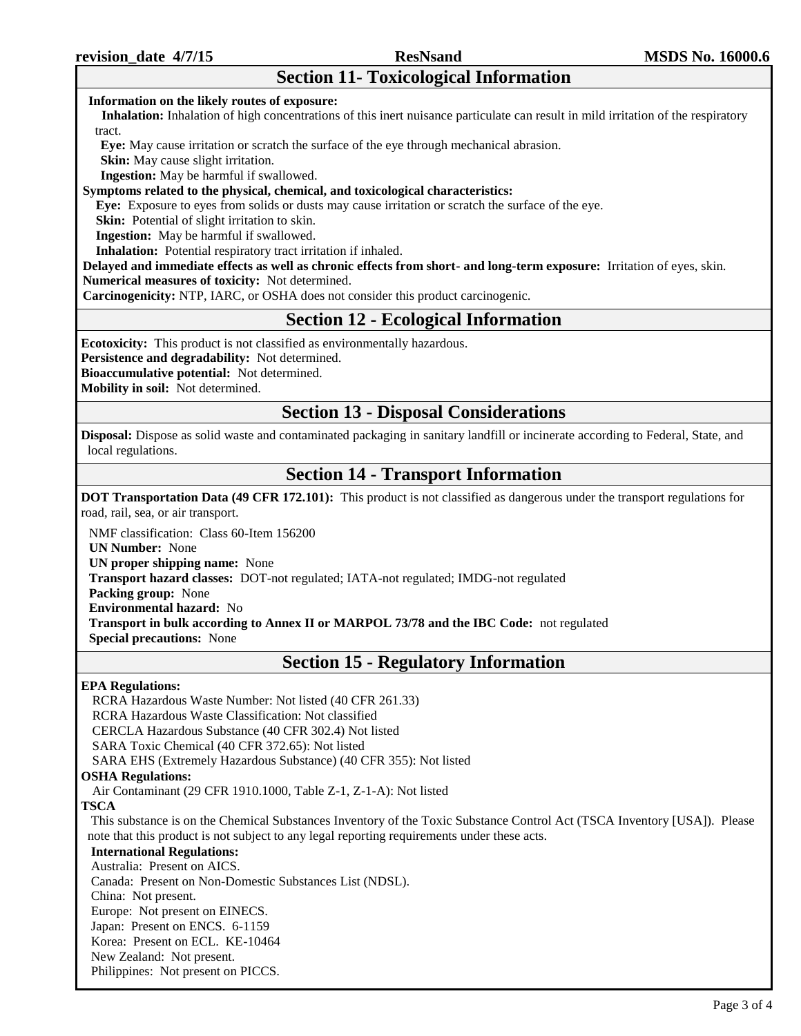## Section 11- Toxicological Information

**Information on the likely routes of exposure:**

**Inhalation:** Inhalation of high concentrations of this inert nuisance particulate can result in mild irritation of the respiratory tract.

**Eye:** May cause irritation or scratch the surface of the eye through mechanical abrasion.

**Skin:** May cause slight irritation.

**Ingestion:** May be harmful if swallowed.

**Symptoms related to the physical, chemical, and toxicological characteristics:**

**Eye:** Exposure to eyes from solids or dusts may cause irritation or scratch the surface of the eye.

**Skin:** Potential of slight irritation to skin.

**Ingestion:** May be harmful if swallowed.

**Inhalation:** Potential respiratory tract irritation if inhaled.

**Delayed and immediate effects as well as chronic effects from short- and long-term exposure:** Irritation of eyes, skin.

**Numerical measures of toxicity:** Not determined.

**Carcinogenicity:** NTP, IARC, or OSHA does not consider this product carcinogenic.

## Section 12 - Ecological Information

**Ecotoxicity:** This product is not classified as environmentally hazardous.

**Persistence and degradability:** Not determined.

**Bioaccumulative potential:** Not determined.

**Mobility in soil:** Not determined.

## Section 13 - Disposal Considerations

**Disposal:** Dispose as solid waste and contaminated packaging in sanitary landfill or incinerate according to Federal, State, and local regulations.

## Section 14 - Transport Information

**DOT Transportation Data (49 CFR 172.101):** This product is not classified as dangerous under the transport regulations for road, rail, sea, or air transport.

NMF classification: Class 60-Item 156200

**UN Number:** None

**UN proper shipping name:** None

**Transport hazard classes:** DOT-not regulated; IATA-not regulated; IMDG-not regulated

**Packing group:** None

**Environmental hazard:** No

**Transport in bulk according to Annex II or MARPOL 73/78 and the IBC Code:** not regulated

**Special precautions:** None

## Section 15 - Regulatory Information

**EPA Regulations:**

RCRA Hazardous Waste Number: Not listed (40 CFR 261.33)

RCRA Hazardous Waste Classification: Not classified

CERCLA Hazardous Substance (40 CFR 302.4) Not listed

SARA Toxic Chemical (40 CFR 372.65): Not listed

SARA EHS (Extremely Hazardous Substance) (40 CFR 355): Not listed

**OSHA Regulations:**

Air Contaminant (29 CFR 1910.1000, Table Z-1, Z-1-A): Not listed

**TSCA**

This substance is on the Chemical Substances Inventory of the Toxic Substance Control Act (TSCA Inventory [USA]). Please note that this product is not subject to any legal reporting requirements under these acts.

**International Regulations:**

Australia: Present on AICS.

Canada: Present on Non-Domestic Substances List (NDSL).

China: Not present.

Europe: Not present on EINECS.

Japan: Present on ENCS. 6-1159

Korea: Present on ECL. KE-10464

New Zealand: Not present.

Philippines: Not present on PICCS.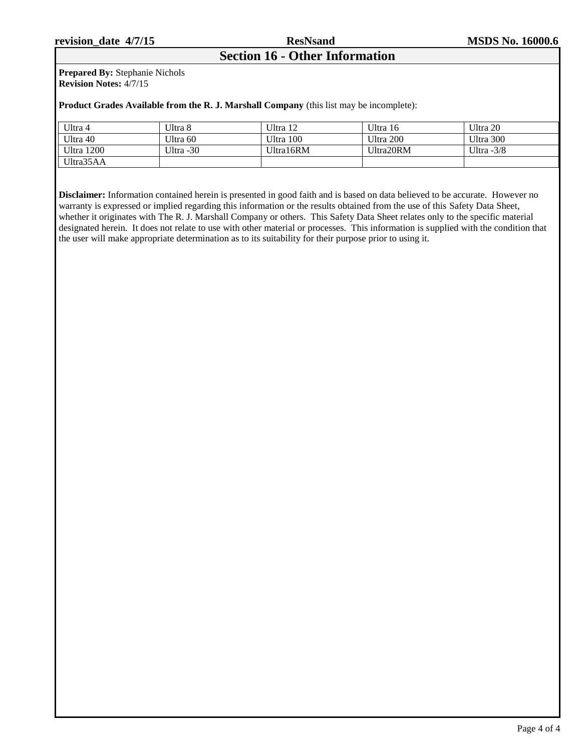## Section 16 - Other Information

**Prepared By:** Stephanie Nichols
**Revision Notes:** 4/7/15

**Product Grades Available from the R. J. Marshall Company** (this list may be incomplete):

| | | | | |
|---|---|---|---|---|
| Ultra 4 | Ultra 8 | Ultra 12 | Ultra 16 | Ultra 20 |
| Ultra 40 | Ultra 60 | Ultra 100 | Ultra 200 | Ultra 300 |
| Ultra 1200 | Ultra -30 | Ultra16RM | Ultra20RM | Ultra -3/8 |
| Ultra35AA | | | | |

**Disclaimer:** Information contained herein is presented in good faith and is based on data believed to be accurate. However no warranty is expressed or implied regarding this information or the results obtained from the use of this Safety Data Sheet, whether it originates with The R. J. Marshall Company or others. This Safety Data Sheet relates only to the specific material designated herein. It does not relate to use with other material or processes. This information is supplied with the condition that the user will make appropriate determination as to its suitability for their purpose prior to using it.